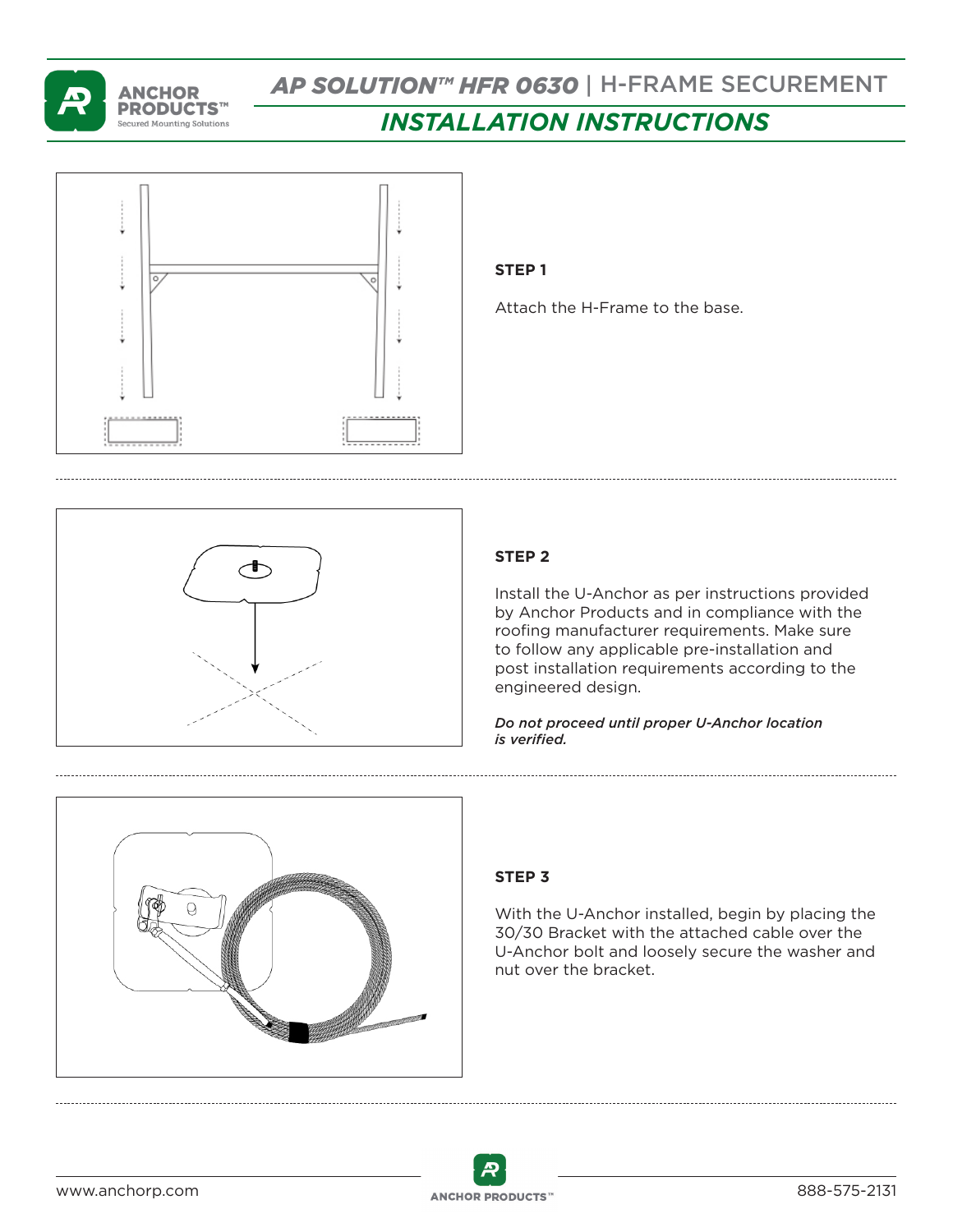# AP SOLUTION™ HFR 0630 | H-FRAME SECUREMENT

## INSTALLATION INSTRUCTIONS

### STEP 1

Attach the H-Frame to the base.

### STEP 2

Install the U-Anchor as per instructions provided by Anchor Products and in compliance with the roofing manufacturer requirements. Make sure to follow any applicable pre-installation and post installation requirements according to the engineered design.

***Do not proceed until proper U-Anchor location is verified.***

### STEP 3

With the U-Anchor installed, begin by placing the 30/30 Bracket with the attached cable over the U-Anchor bolt and loosely secure the washer and nut over the bracket.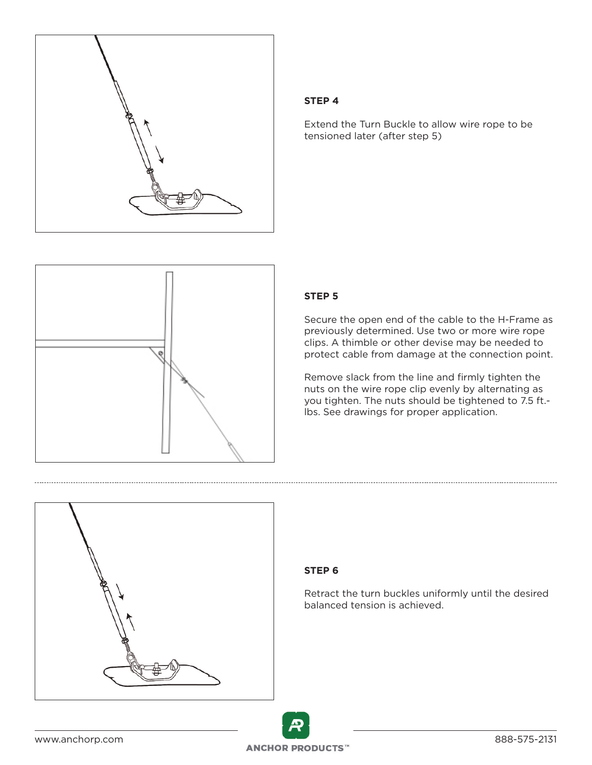**STEP 4**

Extend the Turn Buckle to allow wire rope to be tensioned later (after step 5)

**STEP 5**

Secure the open end of the cable to the H-Frame as previously determined. Use two or more wire rope clips. A thimble or other devise may be needed to protect cable from damage at the connection point.

Remove slack from the line and firmly tighten the nuts on the wire rope clip evenly by alternating as you tighten. The nuts should be tightened to 7.5 ft.-lbs. See drawings for proper application.

**STEP 6**

Retract the turn buckles uniformly until the desired balanced tension is achieved.